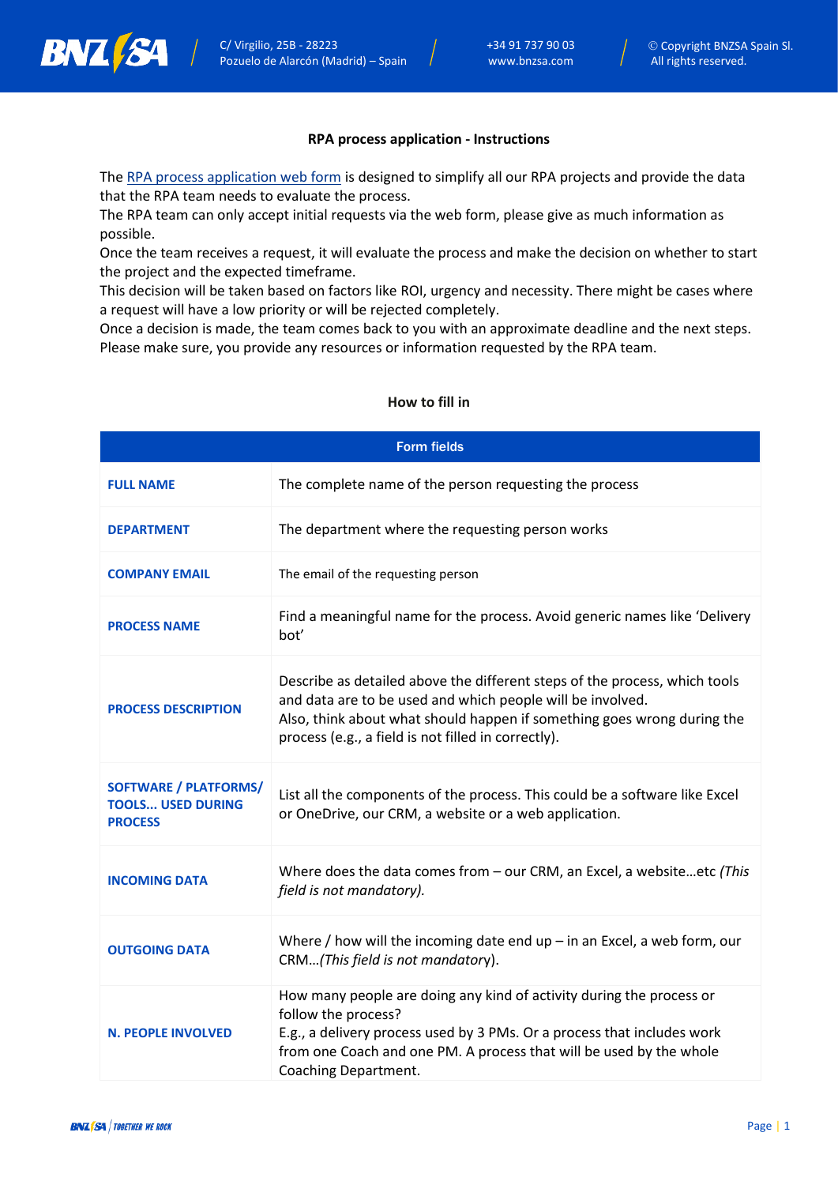**RPA process application - Instructions**

The RPA process application web form is designed to simplify all our RPA projects and provide the data that the RPA team needs to evaluate the process.
The RPA team can only accept initial requests via the web form, please give as much information as possible.
Once the team receives a request, it will evaluate the process and make the decision on whether to start the project and the expected timeframe.
This decision will be taken based on factors like ROI, urgency and necessity. There might be cases where a request will have a low priority or will be rejected completely.
Once a decision is made, the team comes back to you with an approximate deadline and the next steps. Please make sure, you provide any resources or information requested by the RPA team.

**How to fill in**

| Form fields | |
|---|---|
| **FULL NAME** | The complete name of the person requesting the process |
| **DEPARTMENT** | The department where the requesting person works |
| **COMPANY EMAIL** | The email of the requesting person |
| **PROCESS NAME** | Find a meaningful name for the process. Avoid generic names like 'Delivery bot' |
| **PROCESS DESCRIPTION** | Describe as detailed above the different steps of the process, which tools and data are to be used and which people will be involved. Also, think about what should happen if something goes wrong during the process (e.g., a field is not filled in correctly). |
| **SOFTWARE / PLATFORMS/ TOOLS... USED DURING PROCESS** | List all the components of the process. This could be a software like Excel or OneDrive, our CRM, a website or a web application. |
| **INCOMING DATA** | Where does the data comes from – our CRM, an Excel, a website…etc *(This field is not mandatory).* |
| **OUTGOING DATA** | Where / how will the incoming date end up – in an Excel, a web form, our CRM…*(This field is not mandatory*). |
| **N. PEOPLE INVOLVED** | How many people are doing any kind of activity during the process or follow the process? E.g., a delivery process used by 3 PMs. Or a process that includes work from one Coach and one PM. A process that will be used by the whole Coaching Department. |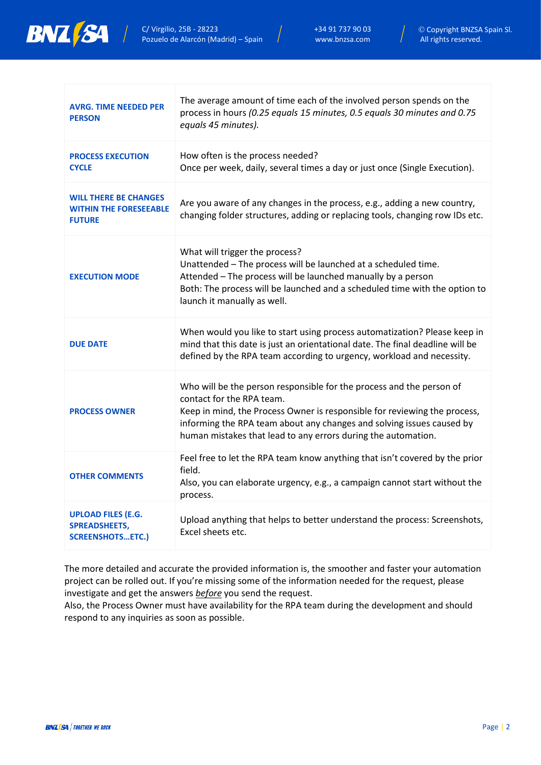| | |
|---|---|
| **AVRG. TIME NEEDED PER PERSON** | The average amount of time each of the involved person spends on the process in hours *(0.25 equals 15 minutes, 0.5 equals 30 minutes and 0.75 equals 45 minutes).* |
| **PROCESS EXECUTION CYCLE** | How often is the process needed?<br>Once per week, daily, several times a day or just once (Single Execution). |
| **WILL THERE BE CHANGES WITHIN THE FORESEEABLE FUTURE** | Are you aware of any changes in the process, e.g., adding a new country, changing folder structures, adding or replacing tools, changing row IDs etc. |
| **EXECUTION MODE** | What will trigger the process?<br>Unattended – The process will be launched at a scheduled time.<br>Attended – The process will be launched manually by a person<br>Both: The process will be launched and a scheduled time with the option to launch it manually as well. |
| **DUE DATE** | When would you like to start using process automatization? Please keep in mind that this date is just an orientational date. The final deadline will be defined by the RPA team according to urgency, workload and necessity. |
| **PROCESS OWNER** | Who will be the person responsible for the process and the person of contact for the RPA team.<br>Keep in mind, the Process Owner is responsible for reviewing the process, informing the RPA team about any changes and solving issues caused by human mistakes that lead to any errors during the automation. |
| **OTHER COMMENTS** | Feel free to let the RPA team know anything that isn't covered by the prior field.<br>Also, you can elaborate urgency, e.g., a campaign cannot start without the process. |
| **UPLOAD FILES (E.G. SPREADSHEETS, SCREENSHOTS…ETC.)** | Upload anything that helps to better understand the process: Screenshots, Excel sheets etc. |

The more detailed and accurate the provided information is, the smoother and faster your automation project can be rolled out. If you're missing some of the information needed for the request, please investigate and get the answers *before* you send the request.
Also, the Process Owner must have availability for the RPA team during the development and should respond to any inquiries as soon as possible.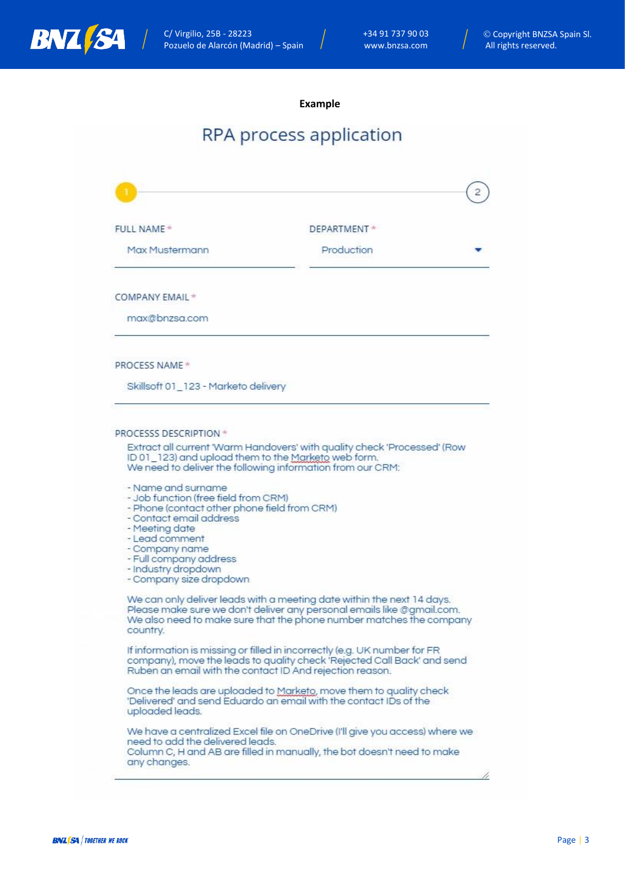**Example**

# RPA process application

1 — 2

FULL NAME *

Max Mustermann

DEPARTMENT *

Production

COMPANY EMAIL *

max@bnzsa.com

PROCESS NAME *

Skillsoft 01_123 - Marketo delivery

PROCESSS DESCRIPTION *

Extract all current 'Warm Handovers' with quality check 'Processed' (Row ID 01_123) and upload them to the Marketo web form.
We need to deliver the following information from our CRM:

- Name and surname
- Job function (free field from CRM)
- Phone (contact other phone field from CRM)
- Contact email address
- Meeting date
- Lead comment
- Company name
- Full company address
- Industry dropdown
- Company size dropdown

We can only deliver leads with a meeting date within the next 14 days.
Please make sure we don't deliver any personal emails like @gmail.com.
We also need to make sure that the phone number matches the company country.

If information is missing or filled in incorrectly (e.g. UK number for FR company), move the leads to quality check 'Rejected Call Back' and send Ruben an email with the contact ID And rejection reason.

Once the leads are uploaded to Marketo, move them to quality check 'Delivered' and send Eduardo an email with the contact IDs of the uploaded leads.

We have a centralized Excel file on OneDrive (I'll give you access) where we need to add the delivered leads.
Column C, H and AB are filled in manually, the bot doesn't need to make any changes.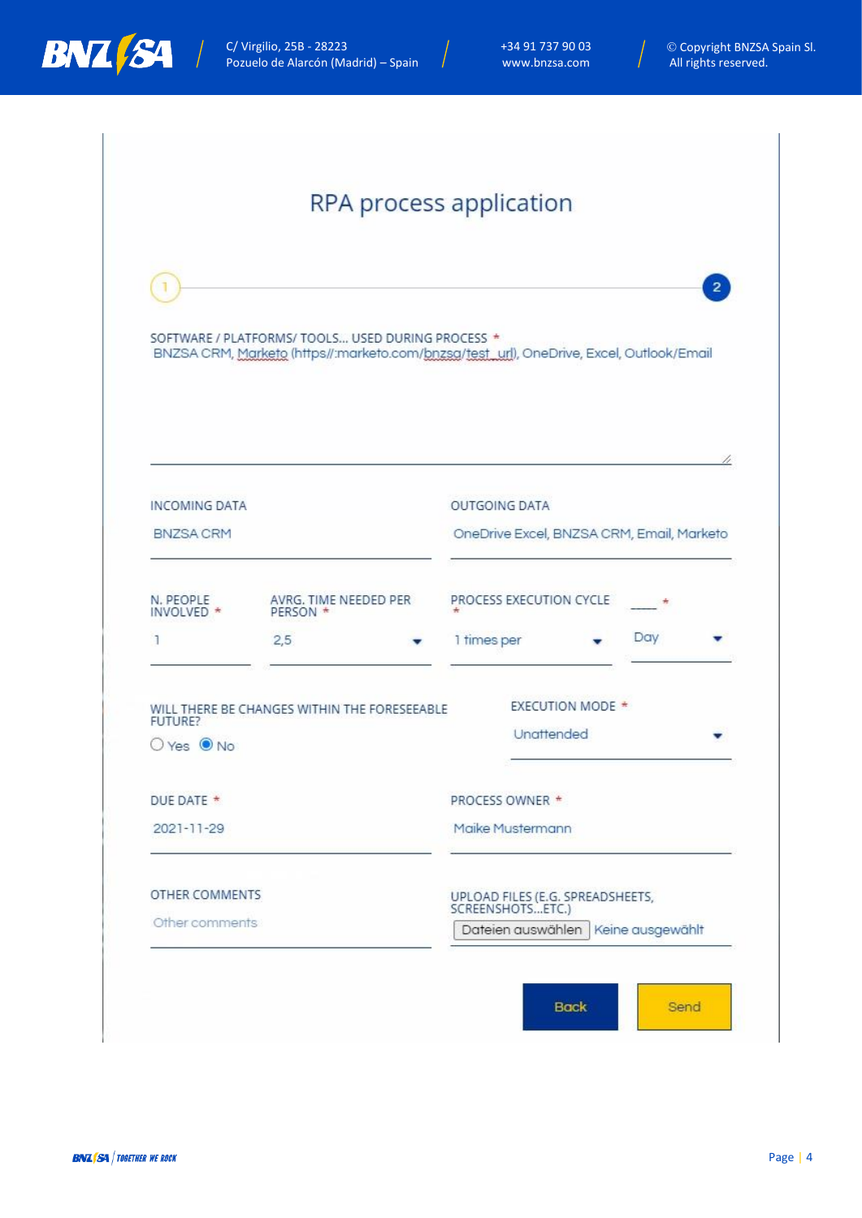# RPA process application

1 — 2

SOFTWARE / PLATFORMS/ TOOLS... USED DURING PROCESS *
BNZSA CRM, Marketo (https//:marketo.com/bnzsa/test_url), OneDrive, Excel, Outlook/Email

INCOMING DATA
BNZSA CRM

OUTGOING DATA
OneDrive Excel, BNZSA CRM, Email, Marketo

N. PEOPLE INVOLVED *
1

AVRG. TIME NEEDED PER PERSON *
2,5

PROCESS EXECUTION CYCLE *
1 times per

_____ *
Day

WILL THERE BE CHANGES WITHIN THE FORESEEABLE FUTURE?
○ Yes ◉ No

EXECUTION MODE *
Unattended

DUE DATE *
2021-11-29

PROCESS OWNER *
Maike Mustermann

OTHER COMMENTS
Other comments

UPLOAD FILES (E.G. SPREADSHEETS, SCREENSHOTS...ETC.)
Dateien auswählen Keine ausgewählt

Back Send